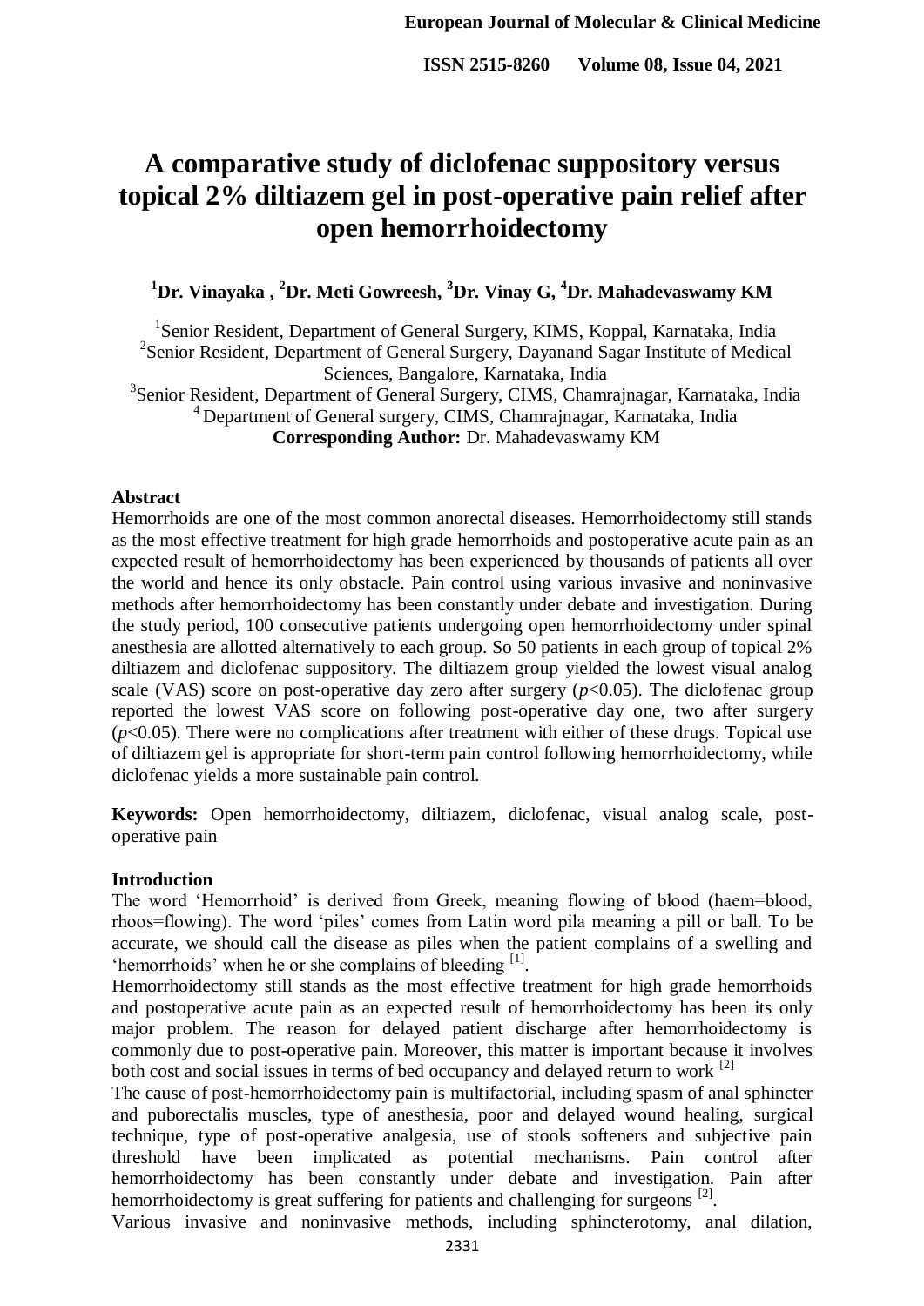# A comparative study of diclofenac suppository versus topical 2% diltiazem gel in post-operative pain relief after open hemorrhoidectomy

**[1]Dr. Vinayaka , [2]Dr. Meti Gowreesh, [3]Dr. Vinay G, [4]Dr. Mahadevaswamy KM**

[1]Senior Resident, Department of General Surgery, KIMS, Koppal, Karnataka, India
[2]Senior Resident, Department of General Surgery, Dayanand Sagar Institute of Medical Sciences, Bangalore, Karnataka, India
[3]Senior Resident, Department of General Surgery, CIMS, Chamrajnagar, Karnataka, India
[4]Department of General surgery, CIMS, Chamrajnagar, Karnataka, India
**Corresponding Author:** Dr. Mahadevaswamy KM

## Abstract

Hemorrhoids are one of the most common anorectal diseases. Hemorrhoidectomy still stands as the most effective treatment for high grade hemorrhoids and postoperative acute pain as an expected result of hemorrhoidectomy has been experienced by thousands of patients all over the world and hence its only obstacle. Pain control using various invasive and noninvasive methods after hemorrhoidectomy has been constantly under debate and investigation. During the study period, 100 consecutive patients undergoing open hemorrhoidectomy under spinal anesthesia are allotted alternatively to each group. So 50 patients in each group of topical 2% diltiazem and diclofenac suppository. The diltiazem group yielded the lowest visual analog scale (VAS) score on post-operative day zero after surgery ($p<0.05$). The diclofenac group reported the lowest VAS score on following post-operative day one, two after surgery ($p<0.05$). There were no complications after treatment with either of these drugs. Topical use of diltiazem gel is appropriate for short-term pain control following hemorrhoidectomy, while diclofenac yields a more sustainable pain control.

**Keywords:** Open hemorrhoidectomy, diltiazem, diclofenac, visual analog scale, post-operative pain

## Introduction

The word 'Hemorrhoid' is derived from Greek, meaning flowing of blood (haem=blood, rhoos=flowing). The word 'piles' comes from Latin word pila meaning a pill or ball. To be accurate, we should call the disease as piles when the patient complains of a swelling and 'hemorrhoids' when he or she complains of bleeding [1].

Hemorrhoidectomy still stands as the most effective treatment for high grade hemorrhoids and postoperative acute pain as an expected result of hemorrhoidectomy has been its only major problem. The reason for delayed patient discharge after hemorrhoidectomy is commonly due to post-operative pain. Moreover, this matter is important because it involves both cost and social issues in terms of bed occupancy and delayed return to work [2]

The cause of post-hemorrhoidectomy pain is multifactorial, including spasm of anal sphincter and puborectalis muscles, type of anesthesia, poor and delayed wound healing, surgical technique, type of post-operative analgesia, use of stools softeners and subjective pain threshold have been implicated as potential mechanisms. Pain control after hemorrhoidectomy has been constantly under debate and investigation. Pain after hemorrhoidectomy is great suffering for patients and challenging for surgeons [2].

Various invasive and noninvasive methods, including sphincterotomy, anal dilation,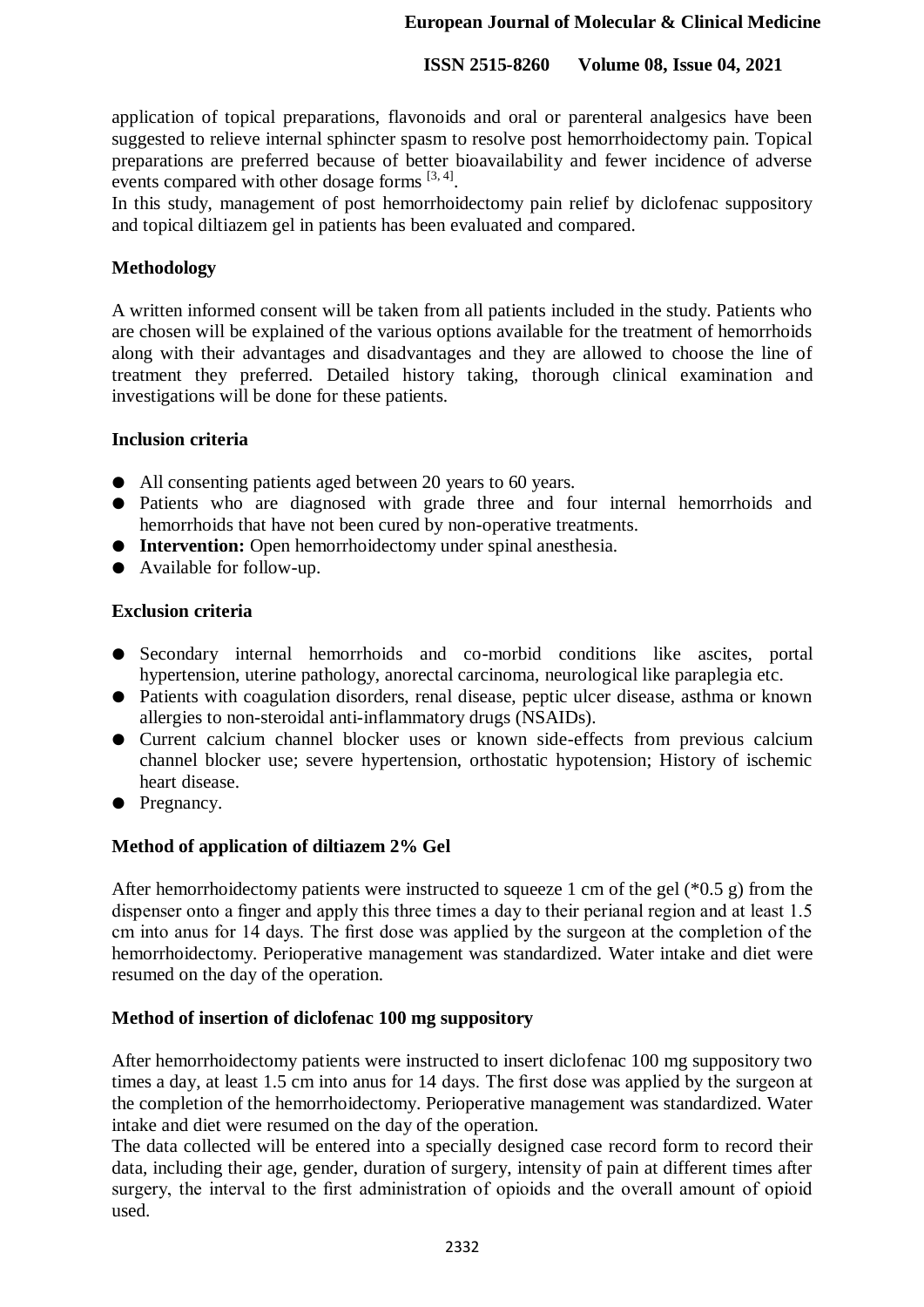application of topical preparations, flavonoids and oral or parenteral analgesics have been suggested to relieve internal sphincter spasm to resolve post hemorrhoidectomy pain. Topical preparations are preferred because of better bioavailability and fewer incidence of adverse events compared with other dosage forms [3, 4].

In this study, management of post hemorrhoidectomy pain relief by diclofenac suppository and topical diltiazem gel in patients has been evaluated and compared.

## Methodology

A written informed consent will be taken from all patients included in the study. Patients who are chosen will be explained of the various options available for the treatment of hemorrhoids along with their advantages and disadvantages and they are allowed to choose the line of treatment they preferred. Detailed history taking, thorough clinical examination and investigations will be done for these patients.

### Inclusion criteria

- All consenting patients aged between 20 years to 60 years.
- Patients who are diagnosed with grade three and four internal hemorrhoids and hemorrhoids that have not been cured by non-operative treatments.
- **Intervention:** Open hemorrhoidectomy under spinal anesthesia.
- Available for follow-up.

### Exclusion criteria

- Secondary internal hemorrhoids and co-morbid conditions like ascites, portal hypertension, uterine pathology, anorectal carcinoma, neurological like paraplegia etc.
- Patients with coagulation disorders, renal disease, peptic ulcer disease, asthma or known allergies to non-steroidal anti-inflammatory drugs (NSAIDs).
- Current calcium channel blocker uses or known side-effects from previous calcium channel blocker use; severe hypertension, orthostatic hypotension; History of ischemic heart disease.
- Pregnancy.

### Method of application of diltiazem 2% Gel

After hemorrhoidectomy patients were instructed to squeeze 1 cm of the gel (*0.5 g) from the dispenser onto a finger and apply this three times a day to their perianal region and at least 1.5 cm into anus for 14 days. The first dose was applied by the surgeon at the completion of the hemorrhoidectomy. Perioperative management was standardized. Water intake and diet were resumed on the day of the operation.

### Method of insertion of diclofenac 100 mg suppository

After hemorrhoidectomy patients were instructed to insert diclofenac 100 mg suppository two times a day, at least 1.5 cm into anus for 14 days. The first dose was applied by the surgeon at the completion of the hemorrhoidectomy. Perioperative management was standardized. Water intake and diet were resumed on the day of the operation.

The data collected will be entered into a specially designed case record form to record their data, including their age, gender, duration of surgery, intensity of pain at different times after surgery, the interval to the first administration of opioids and the overall amount of opioid used.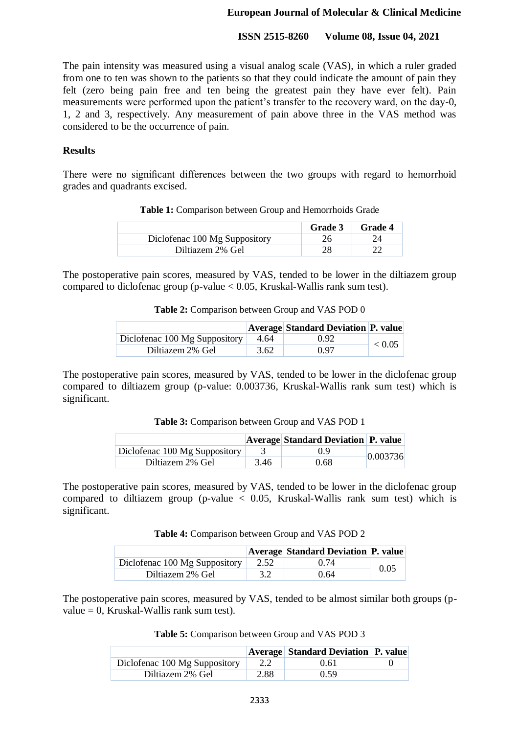The pain intensity was measured using a visual analog scale (VAS), in which a ruler graded from one to ten was shown to the patients so that they could indicate the amount of pain they felt (zero being pain free and ten being the greatest pain they have ever felt). Pain measurements were performed upon the patient's transfer to the recovery ward, on the day-0, 1, 2 and 3, respectively. Any measurement of pain above three in the VAS method was considered to be the occurrence of pain.

## Results

There were no significant differences between the two groups with regard to hemorrhoid grades and quadrants excised.

**Table 1:** Comparison between Group and Hemorrhoids Grade

| | **Grade 3** | **Grade 4** |
|---|---|---|
| Diclofenac 100 Mg Suppository | 26 | 24 |
| Diltiazem 2% Gel | 28 | 22 |

The postoperative pain scores, measured by VAS, tended to be lower in the diltiazem group compared to diclofenac group (p-value < 0.05, Kruskal-Wallis rank sum test).

**Table 2:** Comparison between Group and VAS POD 0

| | **Average** | **Standard Deviation** | **P. value** |
|---|---|---|---|
| Diclofenac 100 Mg Suppository | 4.64 | 0.92 | < 0.05 |
| Diltiazem 2% Gel | 3.62 | 0.97 | |

The postoperative pain scores, measured by VAS, tended to be lower in the diclofenac group compared to diltiazem group (p-value: 0.003736, Kruskal-Wallis rank sum test) which is significant.

**Table 3:** Comparison between Group and VAS POD 1

| | **Average** | **Standard Deviation** | **P. value** |
|---|---|---|---|
| Diclofenac 100 Mg Suppository | 3 | 0.9 | 0.003736 |
| Diltiazem 2% Gel | 3.46 | 0.68 | |

The postoperative pain scores, measured by VAS, tended to be lower in the diclofenac group compared to diltiazem group (p-value < 0.05, Kruskal-Wallis rank sum test) which is significant.

**Table 4:** Comparison between Group and VAS POD 2

| | **Average** | **Standard Deviation** | **P. value** |
|---|---|---|---|
| Diclofenac 100 Mg Suppository | 2.52 | 0.74 | 0.05 |
| Diltiazem 2% Gel | 3.2 | 0.64 | |

The postoperative pain scores, measured by VAS, tended to be almost similar both groups (p-value = 0, Kruskal-Wallis rank sum test).

**Table 5:** Comparison between Group and VAS POD 3

| | **Average** | **Standard Deviation** | **P. value** |
|---|---|---|---|
| Diclofenac 100 Mg Suppository | 2.2 | 0.61 | 0 |
| Diltiazem 2% Gel | 2.88 | 0.59 | |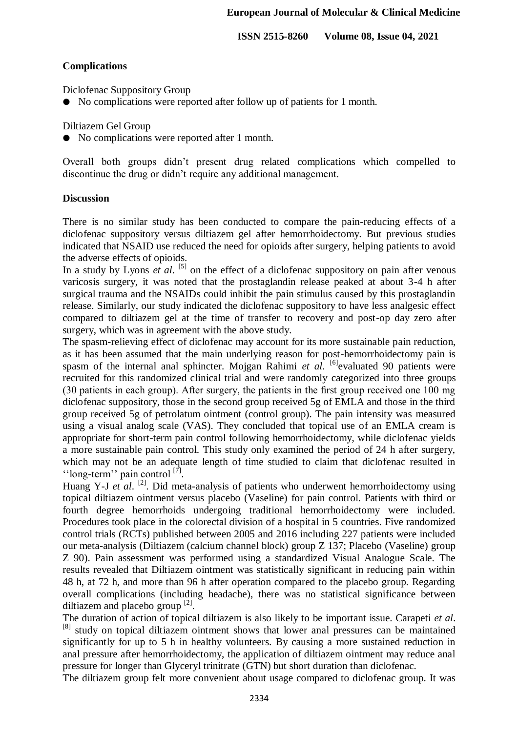**Complications**

Diclofenac Suppository Group

- No complications were reported after follow up of patients for 1 month.

Diltiazem Gel Group

- No complications were reported after 1 month.

Overall both groups didn't present drug related complications which compelled to discontinue the drug or didn't require any additional management.

**Discussion**

There is no similar study has been conducted to compare the pain-reducing effects of a diclofenac suppository versus diltiazem gel after hemorrhoidectomy. But previous studies indicated that NSAID use reduced the need for opioids after surgery, helping patients to avoid the adverse effects of opioids.

In a study by Lyons *et al*. [5] on the effect of a diclofenac suppository on pain after venous varicosis surgery, it was noted that the prostaglandin release peaked at about 3-4 h after surgical trauma and the NSAIDs could inhibit the pain stimulus caused by this prostaglandin release. Similarly, our study indicated the diclofenac suppository to have less analgesic effect compared to diltiazem gel at the time of transfer to recovery and post-op day zero after surgery, which was in agreement with the above study.

The spasm-relieving effect of diclofenac may account for its more sustainable pain reduction, as it has been assumed that the main underlying reason for post-hemorrhoidectomy pain is spasm of the internal anal sphincter. Mojgan Rahimi *et al*. [6]evaluated 90 patients were recruited for this randomized clinical trial and were randomly categorized into three groups (30 patients in each group). After surgery, the patients in the first group received one 100 mg diclofenac suppository, those in the second group received 5g of EMLA and those in the third group received 5g of petrolatum ointment (control group). The pain intensity was measured using a visual analog scale (VAS). They concluded that topical use of an EMLA cream is appropriate for short-term pain control following hemorrhoidectomy, while diclofenac yields a more sustainable pain control. This study only examined the period of 24 h after surgery, which may not be an adequate length of time studied to claim that diclofenac resulted in ''long-term'' pain control [7].

Huang Y-J *et al*. [2]. Did meta-analysis of patients who underwent hemorrhoidectomy using topical diltiazem ointment versus placebo (Vaseline) for pain control. Patients with third or fourth degree hemorrhoids undergoing traditional hemorrhoidectomy were included. Procedures took place in the colorectal division of a hospital in 5 countries. Five randomized control trials (RCTs) published between 2005 and 2016 including 227 patients were included our meta-analysis (Diltiazem (calcium channel block) group Z 137; Placebo (Vaseline) group Z 90). Pain assessment was performed using a standardized Visual Analogue Scale. The results revealed that Diltiazem ointment was statistically significant in reducing pain within 48 h, at 72 h, and more than 96 h after operation compared to the placebo group. Regarding overall complications (including headache), there was no statistical significance between diltiazem and placebo group [2].

The duration of action of topical diltiazem is also likely to be important issue. Carapeti *et al*. [8] study on topical diltiazem ointment shows that lower anal pressures can be maintained significantly for up to 5 h in healthy volunteers. By causing a more sustained reduction in anal pressure after hemorrhoidectomy, the application of diltiazem ointment may reduce anal pressure for longer than Glyceryl trinitrate (GTN) but short duration than diclofenac.

The diltiazem group felt more convenient about usage compared to diclofenac group. It was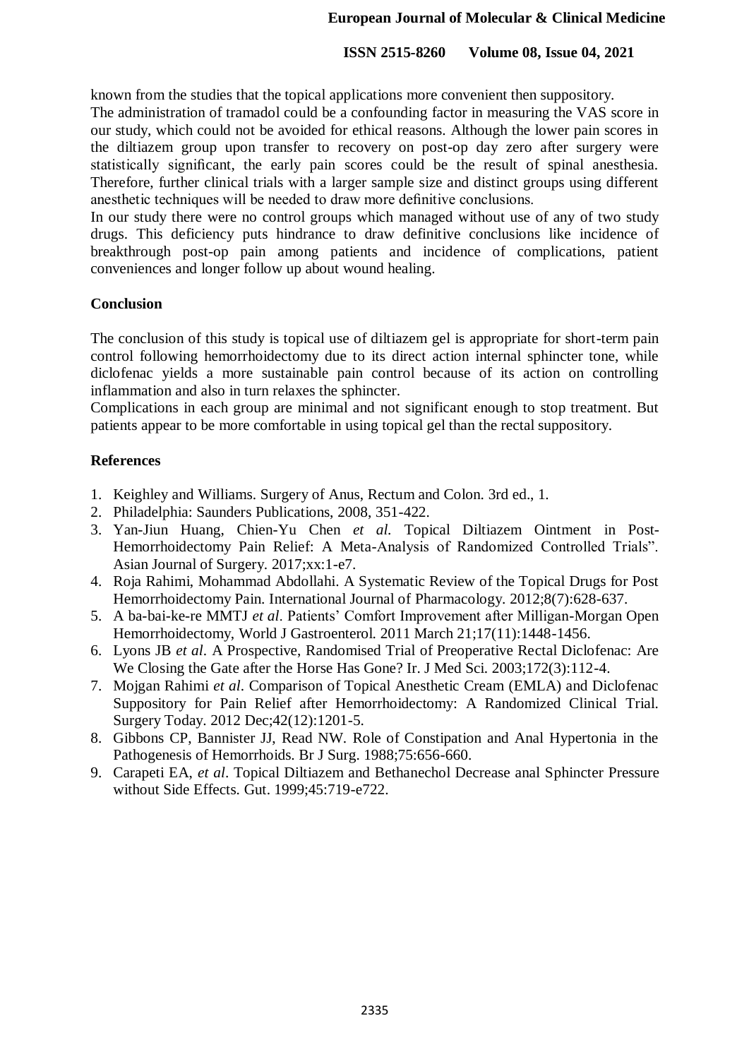known from the studies that the topical applications more convenient then suppository.

The administration of tramadol could be a confounding factor in measuring the VAS score in our study, which could not be avoided for ethical reasons. Although the lower pain scores in the diltiazem group upon transfer to recovery on post-op day zero after surgery were statistically significant, the early pain scores could be the result of spinal anesthesia. Therefore, further clinical trials with a larger sample size and distinct groups using different anesthetic techniques will be needed to draw more definitive conclusions.

In our study there were no control groups which managed without use of any of two study drugs. This deficiency puts hindrance to draw definitive conclusions like incidence of breakthrough post-op pain among patients and incidence of complications, patient conveniences and longer follow up about wound healing.

## Conclusion

The conclusion of this study is topical use of diltiazem gel is appropriate for short-term pain control following hemorrhoidectomy due to its direct action internal sphincter tone, while diclofenac yields a more sustainable pain control because of its action on controlling inflammation and also in turn relaxes the sphincter.

Complications in each group are minimal and not significant enough to stop treatment. But patients appear to be more comfortable in using topical gel than the rectal suppository.

## References

1. Keighley and Williams. Surgery of Anus, Rectum and Colon. 3rd ed., 1.
2. Philadelphia: Saunders Publications, 2008, 351-422.
3. Yan-Jiun Huang, Chien-Yu Chen *et al.* Topical Diltiazem Ointment in Post-Hemorrhoidectomy Pain Relief: A Meta-Analysis of Randomized Controlled Trials". Asian Journal of Surgery. 2017;xx:1-e7.
4. Roja Rahimi, Mohammad Abdollahi. A Systematic Review of the Topical Drugs for Post Hemorrhoidectomy Pain. International Journal of Pharmacology. 2012;8(7):628-637.
5. A ba-bai-ke-re MMTJ *et al*. Patients' Comfort Improvement after Milligan-Morgan Open Hemorrhoidectomy, World J Gastroenterol. 2011 March 21;17(11):1448-1456.
6. Lyons JB *et al*. A Prospective, Randomised Trial of Preoperative Rectal Diclofenac: Are We Closing the Gate after the Horse Has Gone? Ir. J Med Sci. 2003;172(3):112-4.
7. Mojgan Rahimi *et al*. Comparison of Topical Anesthetic Cream (EMLA) and Diclofenac Suppository for Pain Relief after Hemorrhoidectomy: A Randomized Clinical Trial. Surgery Today. 2012 Dec;42(12):1201-5.
8. Gibbons CP, Bannister JJ, Read NW. Role of Constipation and Anal Hypertonia in the Pathogenesis of Hemorrhoids. Br J Surg. 1988;75:656-660.
9. Carapeti EA, *et al*. Topical Diltiazem and Bethanechol Decrease anal Sphincter Pressure without Side Effects. Gut. 1999;45:719-e722.